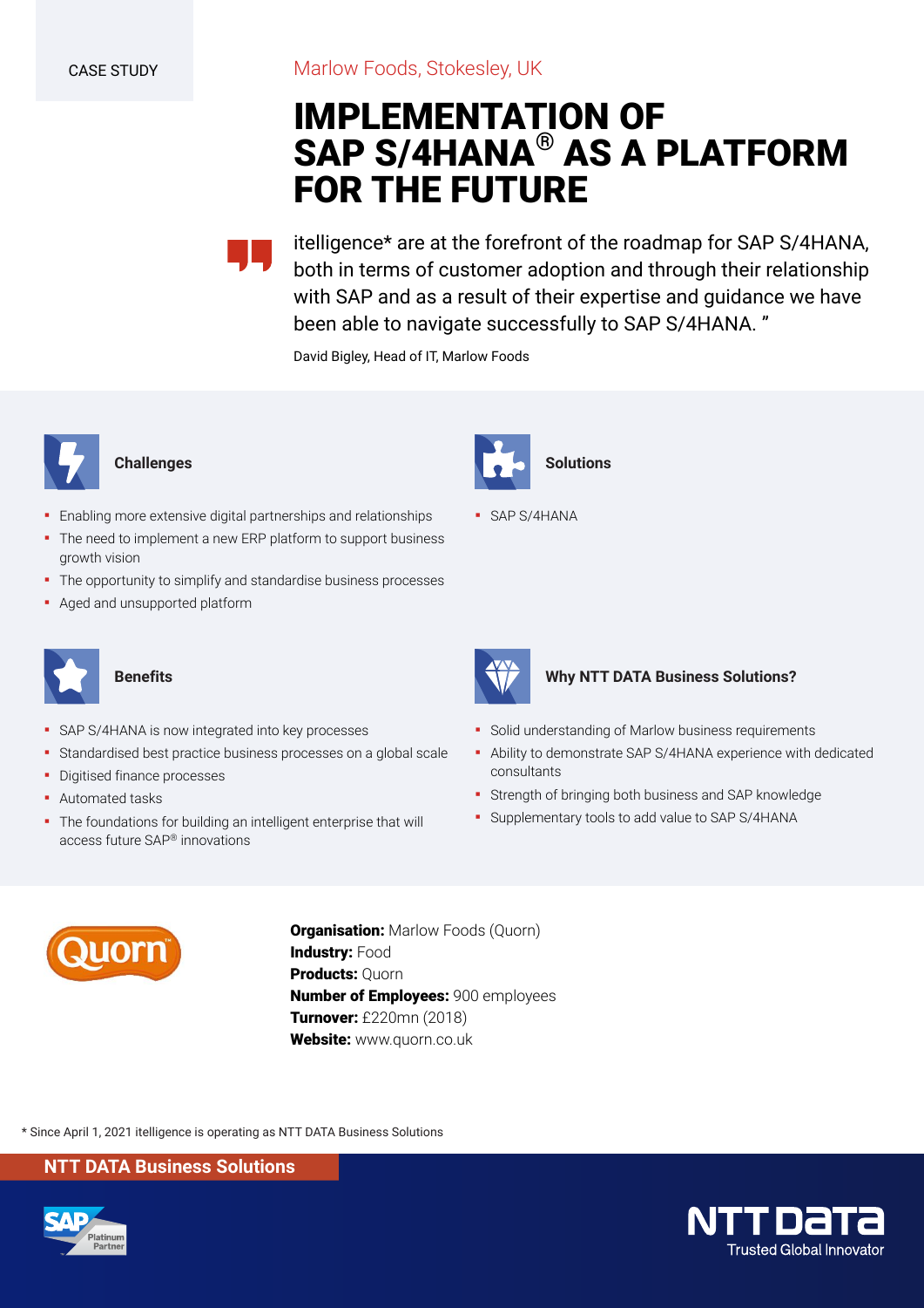CASE STUDY

Marlow Foods, Stokesley, UK

# IMPLEMENTATION OF SAP S/4HANA® AS A PLATFORM FOR THE FUTURE

itelligence* are at the forefront of the roadmap for SAP S/4HANA, both in terms of customer adoption and through their relationship with SAP and as a result of their expertise and guidance we have been able to navigate successfully to SAP S/4HANA. ”

David Bigley, Head of IT, Marlow Foods

### Challenges

- Enabling more extensive digital partnerships and relationships
- The need to implement a new ERP platform to support business growth vision
- The opportunity to simplify and standardise business processes
- Aged and unsupported platform

### Solutions

- SAP S/4HANA

### Benefits

- SAP S/4HANA is now integrated into key processes
- Standardised best practice business processes on a global scale
- Digitised finance processes
- Automated tasks
- The foundations for building an intelligent enterprise that will access future SAP® innovations

### Why NTT DATA Business Solutions?

- Solid understanding of Marlow business requirements
- Ability to demonstrate SAP S/4HANA experience with dedicated consultants
- Strength of bringing both business and SAP knowledge
- Supplementary tools to add value to SAP S/4HANA

**Organisation:** Marlow Foods (Quorn)
**Industry:** Food
**Products:** Quorn
**Number of Employees:** 900 employees
**Turnover:** £220mn (2018)
**Website:** www.quorn.co.uk

* Since April 1, 2021 itelligence is operating as NTT DATA Business Solutions

**NTT DATA Business Solutions**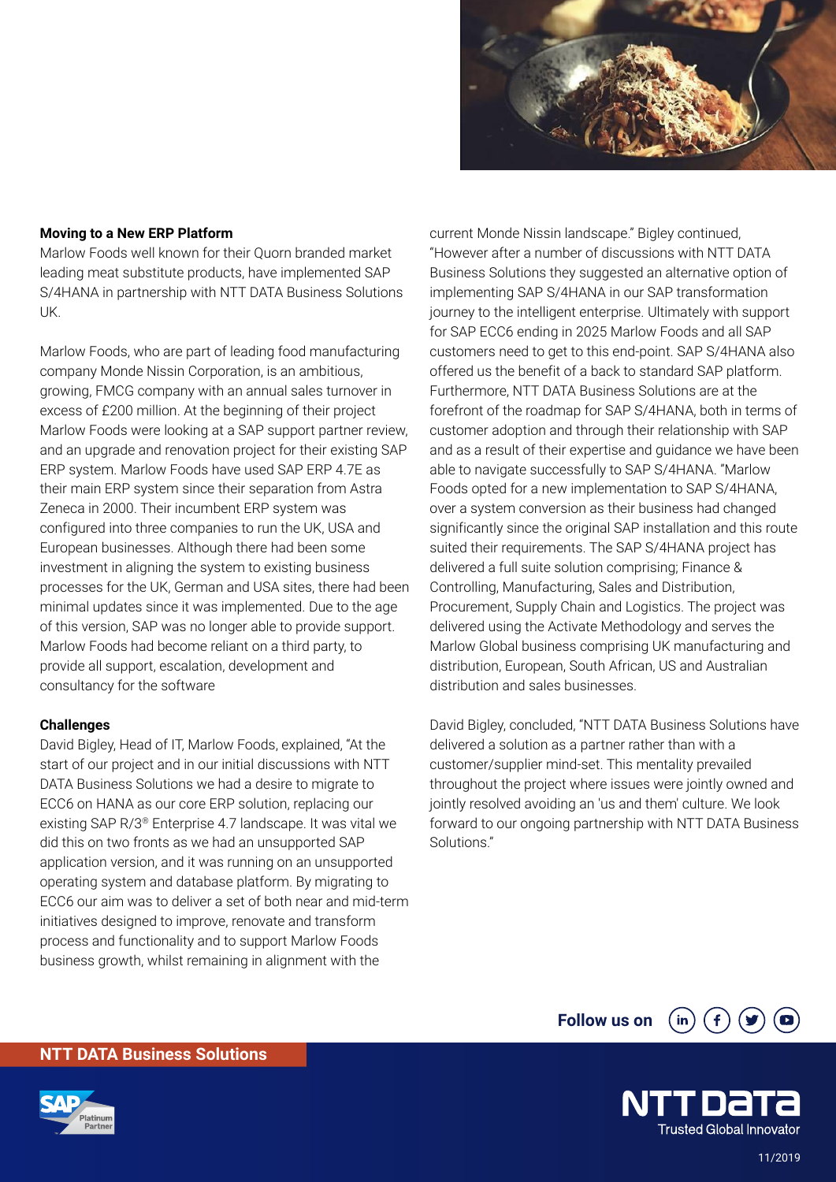**Moving to a New ERP Platform**

Marlow Foods well known for their Quorn branded market leading meat substitute products, have implemented SAP S/4HANA in partnership with NTT DATA Business Solutions UK.

Marlow Foods, who are part of leading food manufacturing company Monde Nissin Corporation, is an ambitious, growing, FMCG company with an annual sales turnover in excess of £200 million. At the beginning of their project Marlow Foods were looking at a SAP support partner review, and an upgrade and renovation project for their existing SAP ERP system. Marlow Foods have used SAP ERP 4.7E as their main ERP system since their separation from Astra Zeneca in 2000. Their incumbent ERP system was configured into three companies to run the UK, USA and European businesses. Although there had been some investment in aligning the system to existing business processes for the UK, German and USA sites, there had been minimal updates since it was implemented. Due to the age of this version, SAP was no longer able to provide support. Marlow Foods had become reliant on a third party, to provide all support, escalation, development and consultancy for the software

**Challenges**

David Bigley, Head of IT, Marlow Foods, explained, "At the start of our project and in our initial discussions with NTT DATA Business Solutions we had a desire to migrate to ECC6 on HANA as our core ERP solution, replacing our existing SAP R/3® Enterprise 4.7 landscape. It was vital we did this on two fronts as we had an unsupported SAP application version, and it was running on an unsupported operating system and database platform. By migrating to ECC6 our aim was to deliver a set of both near and mid-term initiatives designed to improve, renovate and transform process and functionality and to support Marlow Foods business growth, whilst remaining in alignment with the current Monde Nissin landscape." Bigley continued, "However after a number of discussions with NTT DATA Business Solutions they suggested an alternative option of implementing SAP S/4HANA in our SAP transformation journey to the intelligent enterprise. Ultimately with support for SAP ECC6 ending in 2025 Marlow Foods and all SAP customers need to get to this end-point. SAP S/4HANA also offered us the benefit of a back to standard SAP platform. Furthermore, NTT DATA Business Solutions are at the forefront of the roadmap for SAP S/4HANA, both in terms of customer adoption and through their relationship with SAP and as a result of their expertise and guidance we have been able to navigate successfully to SAP S/4HANA. "Marlow Foods opted for a new implementation to SAP S/4HANA, over a system conversion as their business had changed significantly since the original SAP installation and this route suited their requirements. The SAP S/4HANA project has delivered a full suite solution comprising; Finance & Controlling, Manufacturing, Sales and Distribution, Procurement, Supply Chain and Logistics. The project was delivered using the Activate Methodology and serves the Marlow Global business comprising UK manufacturing and distribution, European, South African, US and Australian distribution and sales businesses.

David Bigley, concluded, "NTT DATA Business Solutions have delivered a solution as a partner rather than with a customer/supplier mind-set. This mentality prevailed throughout the project where issues were jointly owned and jointly resolved avoiding an 'us and them' culture. We look forward to our ongoing partnership with NTT DATA Business Solutions."

Follow us on

**NTT DATA Business Solutions**

NTT DATA
Trusted Global Innovator

11/2019